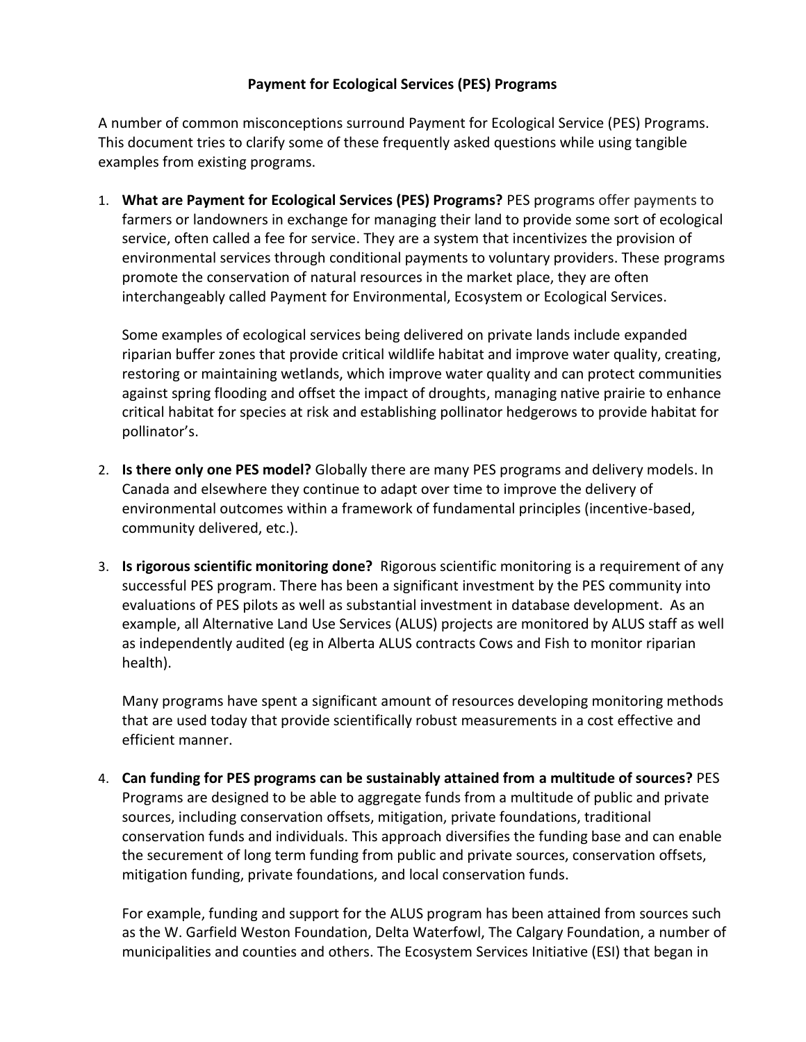# Payment for Ecological Services (PES) Programs

A number of common misconceptions surround Payment for Ecological Service (PES) Programs. This document tries to clarify some of these frequently asked questions while using tangible examples from existing programs.

1. **What are Payment for Ecological Services (PES) Programs?** PES programs offer payments to farmers or landowners in exchange for managing their land to provide some sort of ecological service, often called a fee for service. They are a system that incentivizes the provision of environmental services through conditional payments to voluntary providers. These programs promote the conservation of natural resources in the market place, they are often interchangeably called Payment for Environmental, Ecosystem or Ecological Services.

   Some examples of ecological services being delivered on private lands include expanded riparian buffer zones that provide critical wildlife habitat and improve water quality, creating, restoring or maintaining wetlands, which improve water quality and can protect communities against spring flooding and offset the impact of droughts, managing native prairie to enhance critical habitat for species at risk and establishing pollinator hedgerows to provide habitat for pollinator's.

2. **Is there only one PES model?** Globally there are many PES programs and delivery models. In Canada and elsewhere they continue to adapt over time to improve the delivery of environmental outcomes within a framework of fundamental principles (incentive-based, community delivered, etc.).

3. **Is rigorous scientific monitoring done?** Rigorous scientific monitoring is a requirement of any successful PES program. There has been a significant investment by the PES community into evaluations of PES pilots as well as substantial investment in database development. As an example, all Alternative Land Use Services (ALUS) projects are monitored by ALUS staff as well as independently audited (eg in Alberta ALUS contracts Cows and Fish to monitor riparian health).

   Many programs have spent a significant amount of resources developing monitoring methods that are used today that provide scientifically robust measurements in a cost effective and efficient manner.

4. **Can funding for PES programs can be sustainably attained from a multitude of sources?** PES Programs are designed to be able to aggregate funds from a multitude of public and private sources, including conservation offsets, mitigation, private foundations, traditional conservation funds and individuals. This approach diversifies the funding base and can enable the securement of long term funding from public and private sources, conservation offsets, mitigation funding, private foundations, and local conservation funds.

   For example, funding and support for the ALUS program has been attained from sources such as the W. Garfield Weston Foundation, Delta Waterfowl, The Calgary Foundation, a number of municipalities and counties and others. The Ecosystem Services Initiative (ESI) that began in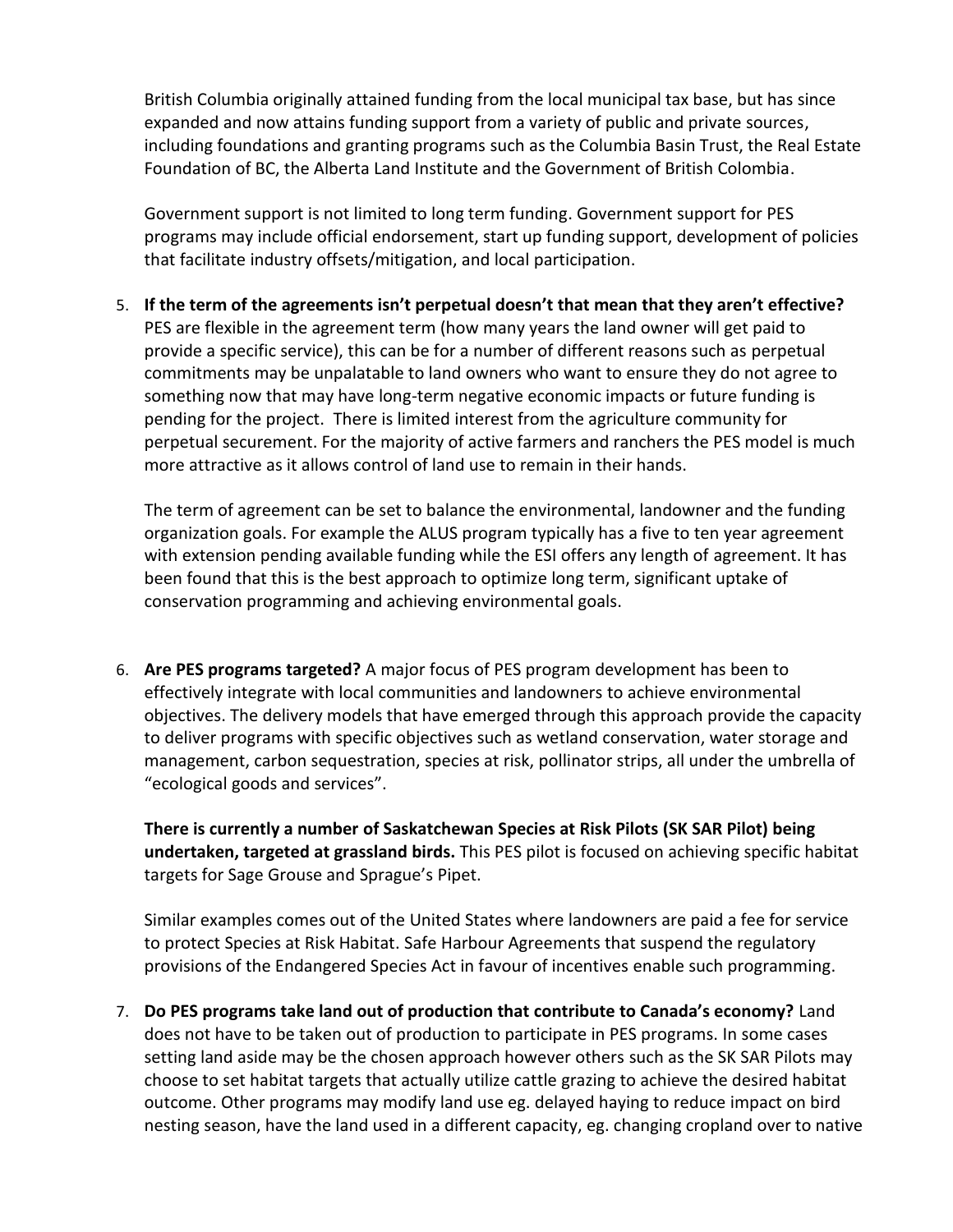British Columbia originally attained funding from the local municipal tax base, but has since expanded and now attains funding support from a variety of public and private sources, including foundations and granting programs such as the Columbia Basin Trust, the Real Estate Foundation of BC, the Alberta Land Institute and the Government of British Colombia.

Government support is not limited to long term funding. Government support for PES programs may include official endorsement, start up funding support, development of policies that facilitate industry offsets/mitigation, and local participation.

5. **If the term of the agreements isn't perpetual doesn't that mean that they aren't effective?** PES are flexible in the agreement term (how many years the land owner will get paid to provide a specific service), this can be for a number of different reasons such as perpetual commitments may be unpalatable to land owners who want to ensure they do not agree to something now that may have long-term negative economic impacts or future funding is pending for the project. There is limited interest from the agriculture community for perpetual securement. For the majority of active farmers and ranchers the PES model is much more attractive as it allows control of land use to remain in their hands.

   The term of agreement can be set to balance the environmental, landowner and the funding organization goals. For example the ALUS program typically has a five to ten year agreement with extension pending available funding while the ESI offers any length of agreement. It has been found that this is the best approach to optimize long term, significant uptake of conservation programming and achieving environmental goals.

6. **Are PES programs targeted?** A major focus of PES program development has been to effectively integrate with local communities and landowners to achieve environmental objectives. The delivery models that have emerged through this approach provide the capacity to deliver programs with specific objectives such as wetland conservation, water storage and management, carbon sequestration, species at risk, pollinator strips, all under the umbrella of "ecological goods and services".

   **There is currently a number of Saskatchewan Species at Risk Pilots (SK SAR Pilot) being undertaken, targeted at grassland birds.** This PES pilot is focused on achieving specific habitat targets for Sage Grouse and Sprague's Pipet.

   Similar examples comes out of the United States where landowners are paid a fee for service to protect Species at Risk Habitat. Safe Harbour Agreements that suspend the regulatory provisions of the Endangered Species Act in favour of incentives enable such programming.

7. **Do PES programs take land out of production that contribute to Canada's economy?** Land does not have to be taken out of production to participate in PES programs. In some cases setting land aside may be the chosen approach however others such as the SK SAR Pilots may choose to set habitat targets that actually utilize cattle grazing to achieve the desired habitat outcome. Other programs may modify land use eg. delayed haying to reduce impact on bird nesting season, have the land used in a different capacity, eg. changing cropland over to native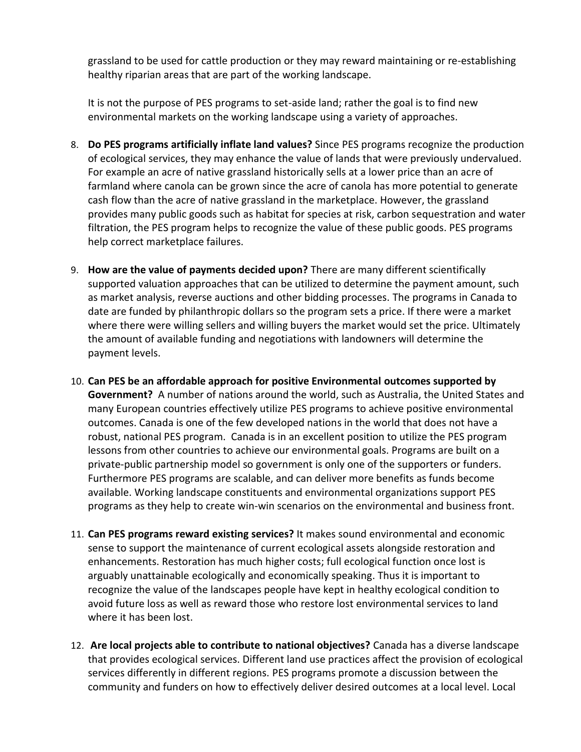grassland to be used for cattle production or they may reward maintaining or re-establishing healthy riparian areas that are part of the working landscape.

It is not the purpose of PES programs to set-aside land; rather the goal is to find new environmental markets on the working landscape using a variety of approaches.

8. **Do PES programs artificially inflate land values?** Since PES programs recognize the production of ecological services, they may enhance the value of lands that were previously undervalued. For example an acre of native grassland historically sells at a lower price than an acre of farmland where canola can be grown since the acre of canola has more potential to generate cash flow than the acre of native grassland in the marketplace. However, the grassland provides many public goods such as habitat for species at risk, carbon sequestration and water filtration, the PES program helps to recognize the value of these public goods. PES programs help correct marketplace failures.

9. **How are the value of payments decided upon?** There are many different scientifically supported valuation approaches that can be utilized to determine the payment amount, such as market analysis, reverse auctions and other bidding processes. The programs in Canada to date are funded by philanthropic dollars so the program sets a price. If there were a market where there were willing sellers and willing buyers the market would set the price. Ultimately the amount of available funding and negotiations with landowners will determine the payment levels.

10. **Can PES be an affordable approach for positive Environmental outcomes supported by Government?** A number of nations around the world, such as Australia, the United States and many European countries effectively utilize PES programs to achieve positive environmental outcomes. Canada is one of the few developed nations in the world that does not have a robust, national PES program. Canada is in an excellent position to utilize the PES program lessons from other countries to achieve our environmental goals. Programs are built on a private-public partnership model so government is only one of the supporters or funders. Furthermore PES programs are scalable, and can deliver more benefits as funds become available. Working landscape constituents and environmental organizations support PES programs as they help to create win-win scenarios on the environmental and business front.

11. **Can PES programs reward existing services?** It makes sound environmental and economic sense to support the maintenance of current ecological assets alongside restoration and enhancements. Restoration has much higher costs; full ecological function once lost is arguably unattainable ecologically and economically speaking. Thus it is important to recognize the value of the landscapes people have kept in healthy ecological condition to avoid future loss as well as reward those who restore lost environmental services to land where it has been lost.

12. **Are local projects able to contribute to national objectives?** Canada has a diverse landscape that provides ecological services. Different land use practices affect the provision of ecological services differently in different regions. PES programs promote a discussion between the community and funders on how to effectively deliver desired outcomes at a local level. Local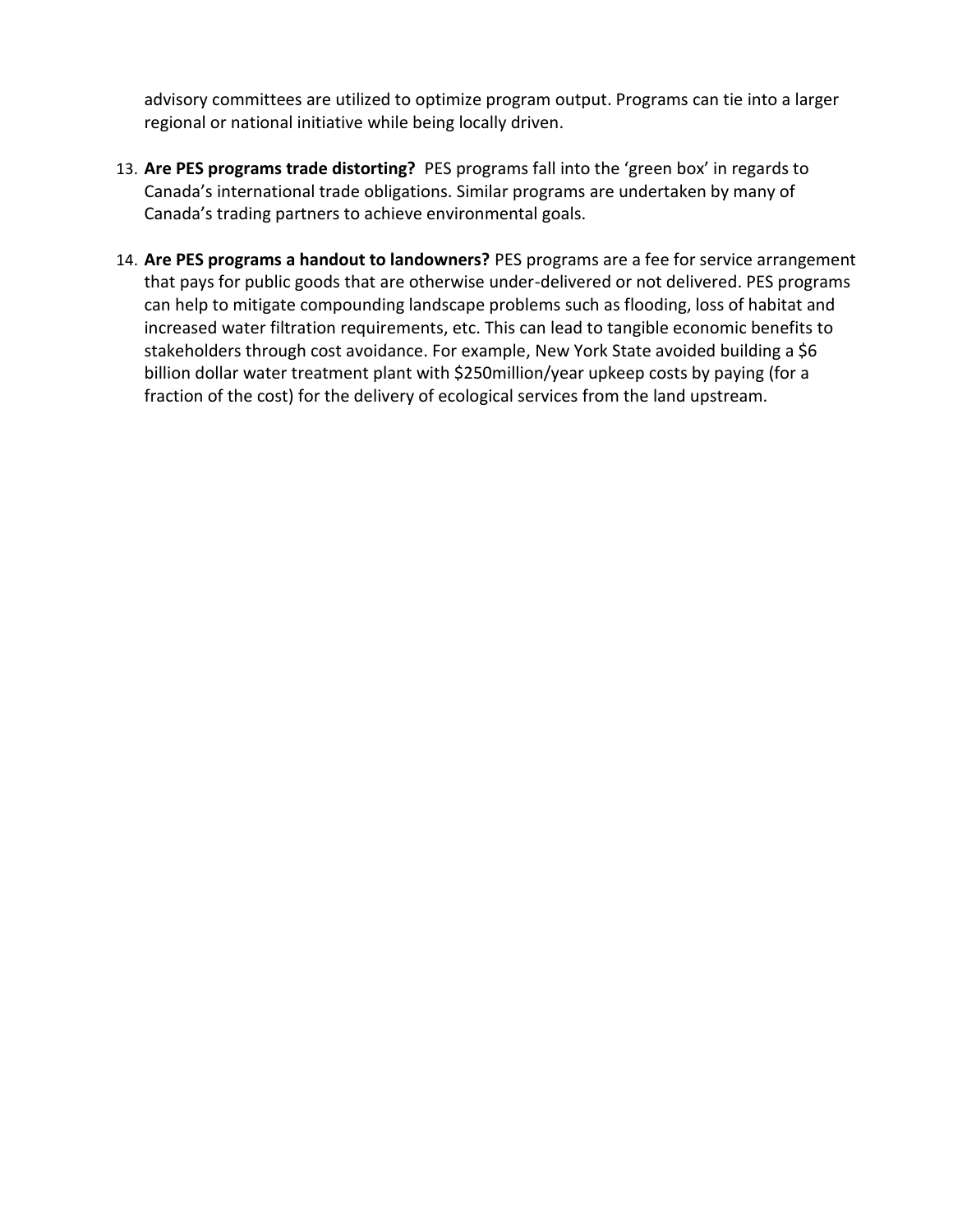advisory committees are utilized to optimize program output. Programs can tie into a larger regional or national initiative while being locally driven.

13. **Are PES programs trade distorting?** PES programs fall into the 'green box' in regards to Canada's international trade obligations. Similar programs are undertaken by many of Canada's trading partners to achieve environmental goals.

14. **Are PES programs a handout to landowners?** PES programs are a fee for service arrangement that pays for public goods that are otherwise under-delivered or not delivered. PES programs can help to mitigate compounding landscape problems such as flooding, loss of habitat and increased water filtration requirements, etc. This can lead to tangible economic benefits to stakeholders through cost avoidance. For example, New York State avoided building a $6 billion dollar water treatment plant with $250million/year upkeep costs by paying (for a fraction of the cost) for the delivery of ecological services from the land upstream.